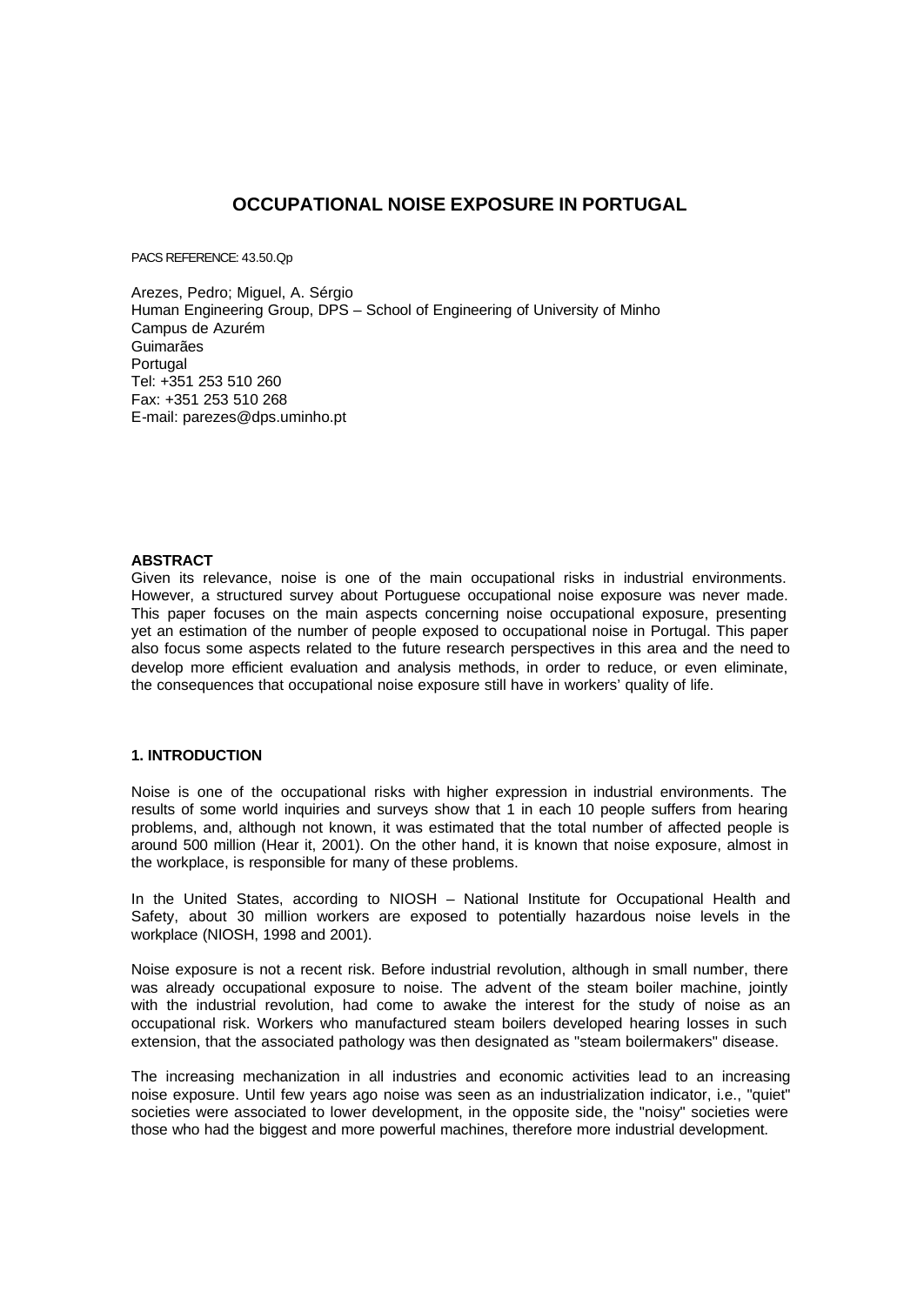# OCCUPATIONAL NOISE EXPOSURE IN PORTUGAL

PACS REFERENCE: 43.50.Qp

Arezes, Pedro; Miguel, A. Sérgio
Human Engineering Group, DPS – School of Engineering of University of Minho
Campus de Azurém
Guimarães
Portugal
Tel: +351 253 510 260
Fax: +351 253 510 268
E-mail: parezes@dps.uminho.pt

## ABSTRACT

Given its relevance, noise is one of the main occupational risks in industrial environments. However, a structured survey about Portuguese occupational noise exposure was never made. This paper focuses on the main aspects concerning noise occupational exposure, presenting yet an estimation of the number of people exposed to occupational noise in Portugal. This paper also focus some aspects related to the future research perspectives in this area and the need to develop more efficient evaluation and analysis methods, in order to reduce, or even eliminate, the consequences that occupational noise exposure still have in workers' quality of life.

## 1. INTRODUCTION

Noise is one of the occupational risks with higher expression in industrial environments. The results of some world inquiries and surveys show that 1 in each 10 people suffers from hearing problems, and, although not known, it was estimated that the total number of affected people is around 500 million (Hear it, 2001). On the other hand, it is known that noise exposure, almost in the workplace, is responsible for many of these problems.

In the United States, according to NIOSH – National Institute for Occupational Health and Safety, about 30 million workers are exposed to potentially hazardous noise levels in the workplace (NIOSH, 1998 and 2001).

Noise exposure is not a recent risk. Before industrial revolution, although in small number, there was already occupational exposure to noise. The advent of the steam boiler machine, jointly with the industrial revolution, had come to awake the interest for the study of noise as an occupational risk. Workers who manufactured steam boilers developed hearing losses in such extension, that the associated pathology was then designated as "steam boilermakers" disease.

The increasing mechanization in all industries and economic activities lead to an increasing noise exposure. Until few years ago noise was seen as an industrialization indicator, i.e., "quiet" societies were associated to lower development, in the opposite side, the "noisy" societies were those who had the biggest and more powerful machines, therefore more industrial development.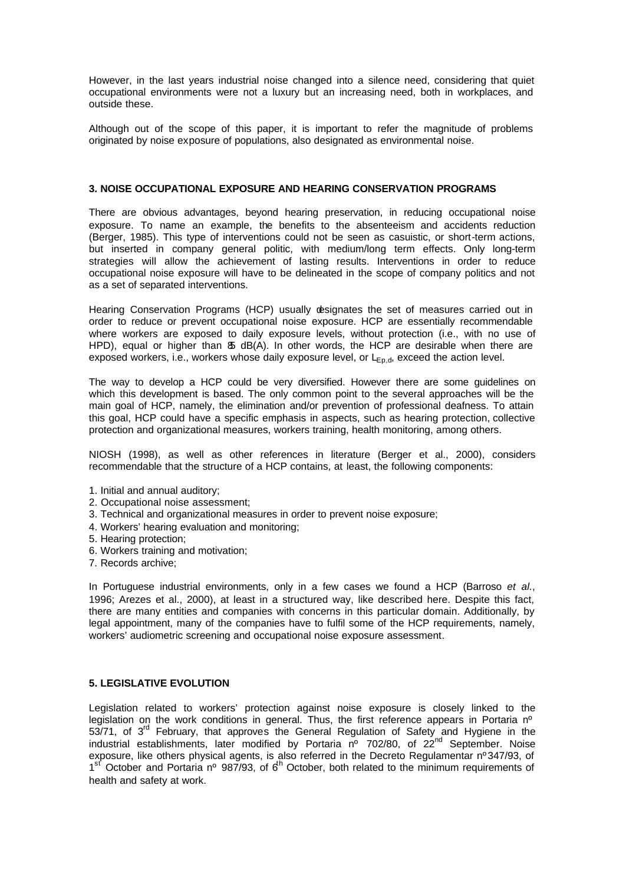However, in the last years industrial noise changed into a silence need, considering that quiet occupational environments were not a luxury but an increasing need, both in workplaces, and outside these.

Although out of the scope of this paper, it is important to refer the magnitude of problems originated by noise exposure of populations, also designated as environmental noise.

### 3. NOISE OCCUPATIONAL EXPOSURE AND HEARING CONSERVATION PROGRAMS

There are obvious advantages, beyond hearing preservation, in reducing occupational noise exposure. To name an example, the benefits to the absenteeism and accidents reduction (Berger, 1985). This type of interventions could not be seen as casuistic, or short-term actions, but inserted in company general politic, with medium/long term effects. Only long-term strategies will allow the achievement of lasting results. Interventions in order to reduce occupational noise exposure will have to be delineated in the scope of company politics and not as a set of separated interventions.

Hearing Conservation Programs (HCP) usually designates the set of measures carried out in order to reduce or prevent occupational noise exposure. HCP are essentially recommendable where workers are exposed to daily exposure levels, without protection (i.e., with no use of HPD), equal or higher than 85 dB(A). In other words, the HCP are desirable when there are exposed workers, i.e., workers whose daily exposure level, or $L_{Ep,d}$, exceed the action level.

The way to develop a HCP could be very diversified. However there are some guidelines on which this development is based. The only common point to the several approaches will be the main goal of HCP, namely, the elimination and/or prevention of professional deafness. To attain this goal, HCP could have a specific emphasis in aspects, such as hearing protection, collective protection and organizational measures, workers training, health monitoring, among others.

NIOSH (1998), as well as other references in literature (Berger et al., 2000), considers recommendable that the structure of a HCP contains, at least, the following components:

1. Initial and annual auditory;
2. Occupational noise assessment;
3. Technical and organizational measures in order to prevent noise exposure;
4. Workers' hearing evaluation and monitoring;
5. Hearing protection;
6. Workers training and motivation;
7. Records archive;

In Portuguese industrial environments, only in a few cases we found a HCP (Barroso *et al.*, 1996; Arezes et al., 2000), at least in a structured way, like described here. Despite this fact, there are many entities and companies with concerns in this particular domain. Additionally, by legal appointment, many of the companies have to fulfil some of the HCP requirements, namely, workers' audiometric screening and occupational noise exposure assessment.

### 5. LEGISLATIVE EVOLUTION

Legislation related to workers' protection against noise exposure is closely linked to the legislation on the work conditions in general. Thus, the first reference appears in Portaria nº 53/71, of 3rd February, that approves the General Regulation of Safety and Hygiene in the industrial establishments, later modified by Portaria nº 702/80, of 22nd September. Noise exposure, like others physical agents, is also referred in the Decreto Regulamentar nº 347/93, of 1st October and Portaria nº 987/93, of 6th October, both related to the minimum requirements of health and safety at work.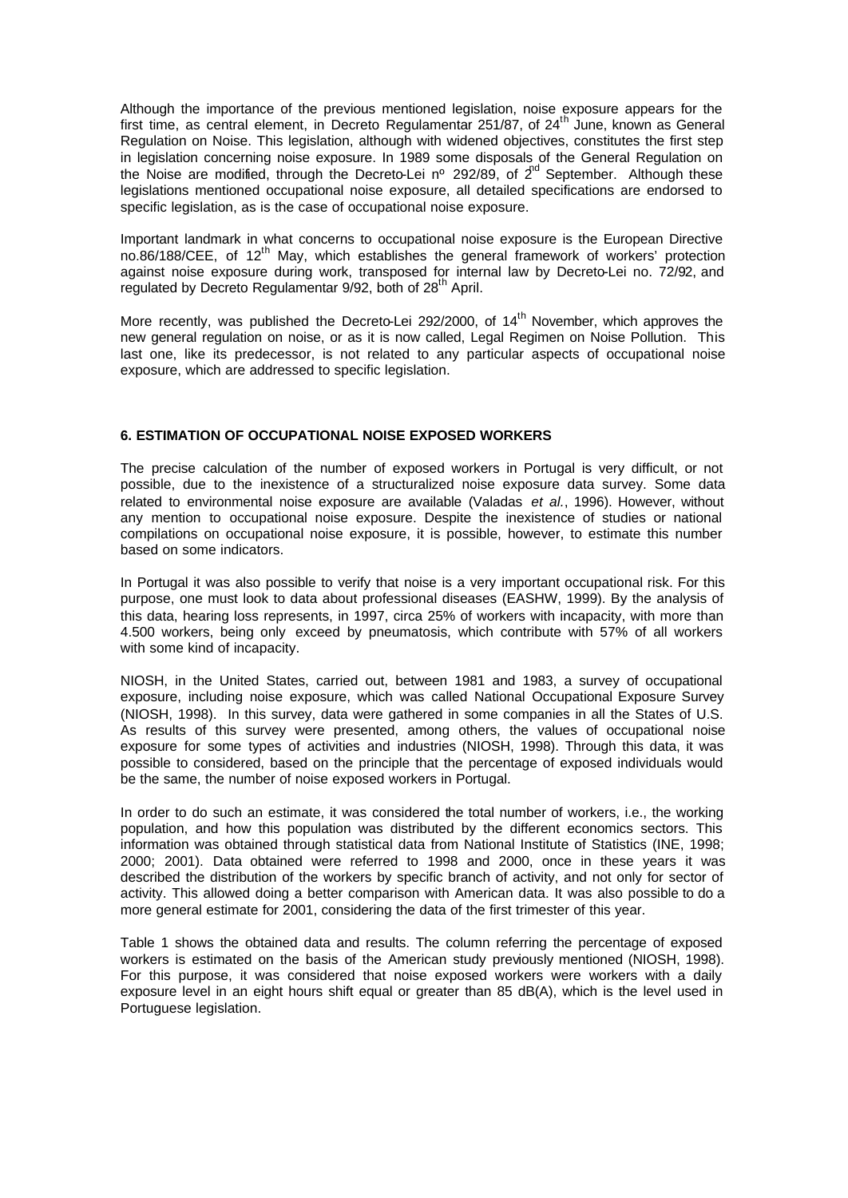Although the importance of the previous mentioned legislation, noise exposure appears for the first time, as central element, in Decreto Regulamentar 251/87, of 24[th] June, known as General Regulation on Noise. This legislation, although with widened objectives, constitutes the first step in legislation concerning noise exposure. In 1989 some disposals of the General Regulation on the Noise are modified, through the Decreto-Lei nº 292/89, of 2[nd] September. Although these legislations mentioned occupational noise exposure, all detailed specifications are endorsed to specific legislation, as is the case of occupational noise exposure.

Important landmark in what concerns to occupational noise exposure is the European Directive no.86/188/CEE, of 12[th] May, which establishes the general framework of workers' protection against noise exposure during work, transposed for internal law by Decreto-Lei no. 72/92, and regulated by Decreto Regulamentar 9/92, both of 28[th] April.

More recently, was published the Decreto-Lei 292/2000, of 14[th] November, which approves the new general regulation on noise, or as it is now called, Legal Regimen on Noise Pollution. This last one, like its predecessor, is not related to any particular aspects of occupational noise exposure, which are addressed to specific legislation.

## 6. ESTIMATION OF OCCUPATIONAL NOISE EXPOSED WORKERS

The precise calculation of the number of exposed workers in Portugal is very difficult, or not possible, due to the inexistence of a structuralized noise exposure data survey. Some data related to environmental noise exposure are available (Valadas *et al.*, 1996). However, without any mention to occupational noise exposure. Despite the inexistence of studies or national compilations on occupational noise exposure, it is possible, however, to estimate this number based on some indicators.

In Portugal it was also possible to verify that noise is a very important occupational risk. For this purpose, one must look to data about professional diseases (EASHW, 1999). By the analysis of this data, hearing loss represents, in 1997, circa 25% of workers with incapacity, with more than 4.500 workers, being only exceed by pneumatosis, which contribute with 57% of all workers with some kind of incapacity.

NIOSH, in the United States, carried out, between 1981 and 1983, a survey of occupational exposure, including noise exposure, which was called National Occupational Exposure Survey (NIOSH, 1998). In this survey, data were gathered in some companies in all the States of U.S. As results of this survey were presented, among others, the values of occupational noise exposure for some types of activities and industries (NIOSH, 1998). Through this data, it was possible to considered, based on the principle that the percentage of exposed individuals would be the same, the number of noise exposed workers in Portugal.

In order to do such an estimate, it was considered the total number of workers, i.e., the working population, and how this population was distributed by the different economics sectors. This information was obtained through statistical data from National Institute of Statistics (INE, 1998; 2000; 2001). Data obtained were referred to 1998 and 2000, once in these years it was described the distribution of the workers by specific branch of activity, and not only for sector of activity. This allowed doing a better comparison with American data. It was also possible to do a more general estimate for 2001, considering the data of the first trimester of this year.

Table 1 shows the obtained data and results. The column referring the percentage of exposed workers is estimated on the basis of the American study previously mentioned (NIOSH, 1998). For this purpose, it was considered that noise exposed workers were workers with a daily exposure level in an eight hours shift equal or greater than 85 dB(A), which is the level used in Portuguese legislation.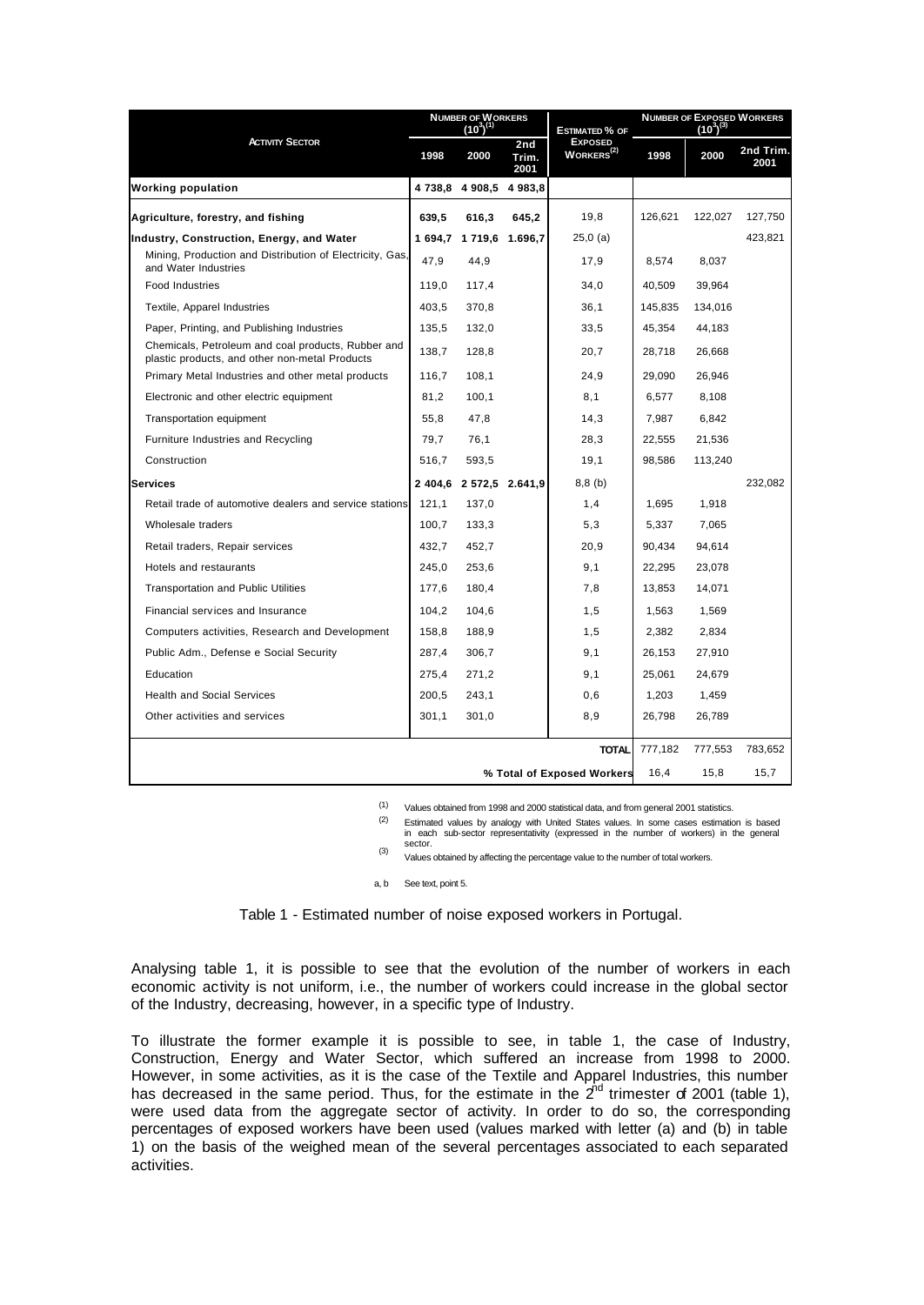| Activity Sector | Number of Workers $(10^3)$[(1)] | | | Estimated % of Exposed Workers[(2)] | Number of Exposed Workers $(10^3)$[(3)] | | |
|---|---|---|---|---|---|---|---|
| | 1998 | 2000 | 2nd Trim. 2001 | | 1998 | 2000 | 2nd Trim. 2001 |
| **Working population** | **4 738,8** | **4 908,5** | **4 983,8** | | | | |
| **Agriculture, forestry, and fishing** | **639,5** | **616,3** | **645,2** | 19,8 | 126,621 | 122,027 | 127,750 |
| **Industry, Construction, Energy, and Water** | **1 694,7** | **1 719,6** | **1.696,7** | 25,0 (a) | | | 423,821 |
| Mining, Production and Distribution of Electricity, Gas, and Water Industries | 47,9 | 44,9 | | 17,9 | 8,574 | 8,037 | |
| Food Industries | 119,0 | 117,4 | | 34,0 | 40,509 | 39,964 | |
| Textile, Apparel Industries | 403,5 | 370,8 | | 36,1 | 145,835 | 134,016 | |
| Paper, Printing, and Publishing Industries | 135,5 | 132,0 | | 33,5 | 45,354 | 44,183 | |
| Chemicals, Petroleum and coal products, Rubber and plastic products, and other non-metal Products | 138,7 | 128,8 | | 20,7 | 28,718 | 26,668 | |
| Primary Metal Industries and other metal products | 116,7 | 108,1 | | 24,9 | 29,090 | 26,946 | |
| Electronic and other electric equipment | 81,2 | 100,1 | | 8,1 | 6,577 | 8,108 | |
| Transportation equipment | 55,8 | 47,8 | | 14,3 | 7,987 | 6,842 | |
| Furniture Industries and Recycling | 79,7 | 76,1 | | 28,3 | 22,555 | 21,536 | |
| Construction | 516,7 | 593,5 | | 19,1 | 98,586 | 113,240 | |
| **Services** | **2 404,6** | **2 572,5** | **2.641,9** | 8,8 (b) | | | 232,082 |
| Retail trade of automotive dealers and service stations | 121,1 | 137,0 | | 1,4 | 1,695 | 1,918 | |
| Wholesale traders | 100,7 | 133,3 | | 5,3 | 5,337 | 7,065 | |
| Retail traders, Repair services | 432,7 | 452,7 | | 20,9 | 90,434 | 94,614 | |
| Hotels and restaurants | 245,0 | 253,6 | | 9,1 | 22,295 | 23,078 | |
| Transportation and Public Utilities | 177,6 | 180,4 | | 7,8 | 13,853 | 14,071 | |
| Financial services and Insurance | 104,2 | 104,6 | | 1,5 | 1,563 | 1,569 | |
| Computers activities, Research and Development | 158,8 | 188,9 | | 1,5 | 2,382 | 2,834 | |
| Public Adm., Defense e Social Security | 287,4 | 306,7 | | 9,1 | 26,153 | 27,910 | |
| Education | 275,4 | 271,2 | | 9,1 | 25,061 | 24,679 | |
| Health and Social Services | 200,5 | 243,1 | | 0,6 | 1,203 | 1,459 | |
| Other activities and services | 301,1 | 301,0 | | 8,9 | 26,798 | 26,789 | |
| | | | | **TOTAL** | 777,182 | 777,553 | 783,652 |
| | | | | **% Total of Exposed Workers** | 16,4 | 15,8 | 15,7 |

(1) Values obtained from 1998 and 2000 statistical data, and from general 2001 statistics.

(2) Estimated values by analogy with United States values. In some cases estimation is based in each sub-sector representativity (expressed in the number of workers) in the general sector.

(3) Values obtained by affecting the percentage value to the number of total workers.

a, b See text, point 5.

Table 1 - Estimated number of noise exposed workers in Portugal.

Analysing table 1, it is possible to see that the evolution of the number of workers in each economic activity is not uniform, i.e., the number of workers could increase in the global sector of the Industry, decreasing, however, in a specific type of Industry.

To illustrate the former example it is possible to see, in table 1, the case of Industry, Construction, Energy and Water Sector, which suffered an increase from 1998 to 2000. However, in some activities, as it is the case of the Textile and Apparel Industries, this number has decreased in the same period. Thus, for the estimate in the 2[nd] trimester of 2001 (table 1), were used data from the aggregate sector of activity. In order to do so, the corresponding percentages of exposed workers have been used (values marked with letter (a) and (b) in table 1) on the basis of the weighed mean of the several percentages associated to each separated activities.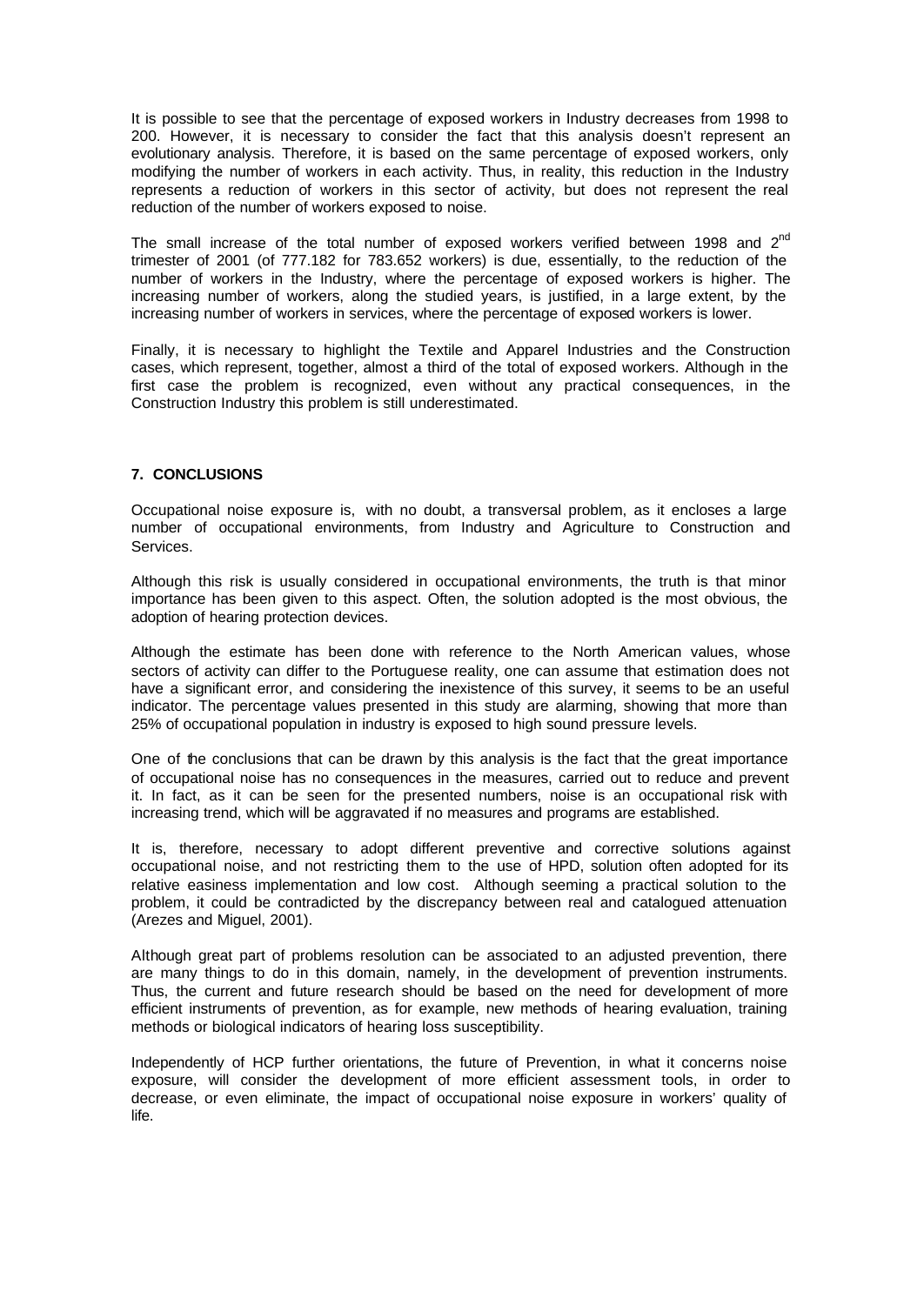It is possible to see that the percentage of exposed workers in Industry decreases from 1998 to 200. However, it is necessary to consider the fact that this analysis doesn't represent an evolutionary analysis. Therefore, it is based on the same percentage of exposed workers, only modifying the number of workers in each activity. Thus, in reality, this reduction in the Industry represents a reduction of workers in this sector of activity, but does not represent the real reduction of the number of workers exposed to noise.

The small increase of the total number of exposed workers verified between 1998 and 2[nd] trimester of 2001 (of 777.182 for 783.652 workers) is due, essentially, to the reduction of the number of workers in the Industry, where the percentage of exposed workers is higher. The increasing number of workers, along the studied years, is justified, in a large extent, by the increasing number of workers in services, where the percentage of exposed workers is lower.

Finally, it is necessary to highlight the Textile and Apparel Industries and the Construction cases, which represent, together, almost a third of the total of exposed workers. Although in the first case the problem is recognized, even without any practical consequences, in the Construction Industry this problem is still underestimated.

## 7. CONCLUSIONS

Occupational noise exposure is, with no doubt, a transversal problem, as it encloses a large number of occupational environments, from Industry and Agriculture to Construction and Services.

Although this risk is usually considered in occupational environments, the truth is that minor importance has been given to this aspect. Often, the solution adopted is the most obvious, the adoption of hearing protection devices.

Although the estimate has been done with reference to the North American values, whose sectors of activity can differ to the Portuguese reality, one can assume that estimation does not have a significant error, and considering the inexistence of this survey, it seems to be an useful indicator. The percentage values presented in this study are alarming, showing that more than 25% of occupational population in industry is exposed to high sound pressure levels.

One of the conclusions that can be drawn by this analysis is the fact that the great importance of occupational noise has no consequences in the measures, carried out to reduce and prevent it. In fact, as it can be seen for the presented numbers, noise is an occupational risk with increasing trend, which will be aggravated if no measures and programs are established.

It is, therefore, necessary to adopt different preventive and corrective solutions against occupational noise, and not restricting them to the use of HPD, solution often adopted for its relative easiness implementation and low cost. Although seeming a practical solution to the problem, it could be contradicted by the discrepancy between real and catalogued attenuation (Arezes and Miguel, 2001).

Although great part of problems resolution can be associated to an adjusted prevention, there are many things to do in this domain, namely, in the development of prevention instruments. Thus, the current and future research should be based on the need for development of more efficient instruments of prevention, as for example, new methods of hearing evaluation, training methods or biological indicators of hearing loss susceptibility.

Independently of HCP further orientations, the future of Prevention, in what it concerns noise exposure, will consider the development of more efficient assessment tools, in order to decrease, or even eliminate, the impact of occupational noise exposure in workers' quality of life.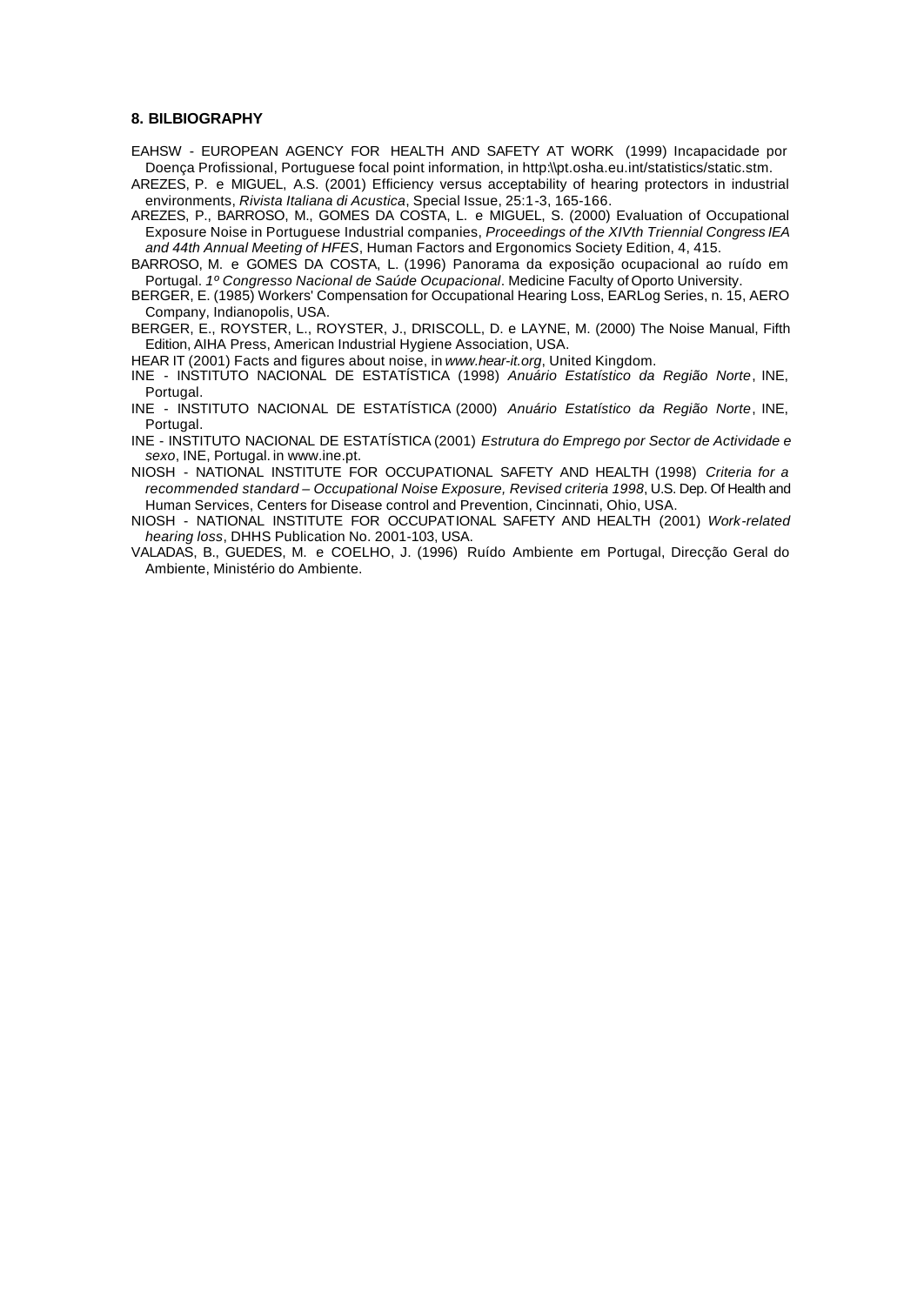## 8. BILBIOGRAPHY

EAHSW - EUROPEAN AGENCY FOR HEALTH AND SAFETY AT WORK (1999) Incapacidade por Doença Profissional, Portuguese focal point information, in http:\\pt.osha.eu.int/statistics/static.stm.

AREZES, P. e MIGUEL, A.S. (2001) Efficiency versus acceptability of hearing protectors in industrial environments, *Rivista Italiana di Acustica*, Special Issue, 25:1-3, 165-166.

AREZES, P., BARROSO, M., GOMES DA COSTA, L. e MIGUEL, S. (2000) Evaluation of Occupational Exposure Noise in Portuguese Industrial companies, *Proceedings of the XIVth Triennial Congress IEA and 44th Annual Meeting of HFES*, Human Factors and Ergonomics Society Edition, 4, 415.

BARROSO, M. e GOMES DA COSTA, L. (1996) Panorama da exposição ocupacional ao ruído em Portugal. *1º Congresso Nacional de Saúde Ocupacional*. Medicine Faculty of Oporto University.

BERGER, E. (1985) Workers' Compensation for Occupational Hearing Loss, EARLog Series, n. 15, AERO Company, Indianopolis, USA.

BERGER, E., ROYSTER, L., ROYSTER, J., DRISCOLL, D. e LAYNE, M. (2000) The Noise Manual, Fifth Edition, AIHA Press, American Industrial Hygiene Association, USA.

HEAR IT (2001) Facts and figures about noise, in *www.hear-it.org*, United Kingdom.

INE - INSTITUTO NACIONAL DE ESTATÍSTICA (1998) *Anuário Estatístico da Região Norte*, INE, Portugal.

INE - INSTITUTO NACIONAL DE ESTATÍSTICA (2000) *Anuário Estatístico da Região Norte*, INE, Portugal.

INE - INSTITUTO NACIONAL DE ESTATÍSTICA (2001) *Estrutura do Emprego por Sector de Actividade e sexo*, INE, Portugal. in www.ine.pt.

NIOSH - NATIONAL INSTITUTE FOR OCCUPATIONAL SAFETY AND HEALTH (1998) *Criteria for a recommended standard – Occupational Noise Exposure, Revised criteria 1998*, U.S. Dep. Of Health and Human Services, Centers for Disease control and Prevention, Cincinnati, Ohio, USA.

NIOSH - NATIONAL INSTITUTE FOR OCCUPATIONAL SAFETY AND HEALTH (2001) *Work-related hearing loss*, DHHS Publication No. 2001-103, USA.

VALADAS, B., GUEDES, M. e COELHO, J. (1996) Ruído Ambiente em Portugal, Direcção Geral do Ambiente, Ministério do Ambiente.